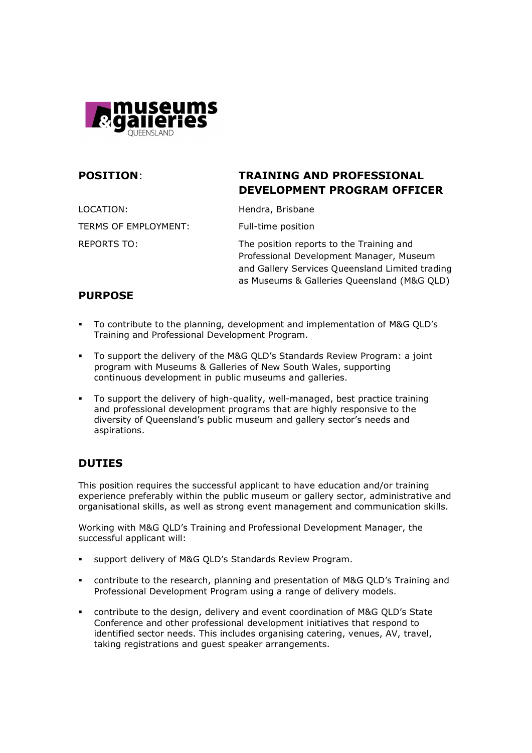museums & galleries QUEENSLAND

| **POSITION**: | **TRAINING AND PROFESSIONAL DEVELOPMENT PROGRAM OFFICER** |
|---|---|
| LOCATION: | Hendra, Brisbane |
| TERMS OF EMPLOYMENT: | Full-time position |
| REPORTS TO: | The position reports to the Training and Professional Development Manager, Museum and Gallery Services Queensland Limited trading as Museums & Galleries Queensland (M&G QLD) |

## PURPOSE

- To contribute to the planning, development and implementation of M&G QLD's Training and Professional Development Program.
- To support the delivery of the M&G QLD's Standards Review Program: a joint program with Museums & Galleries of New South Wales, supporting continuous development in public museums and galleries.
- To support the delivery of high-quality, well-managed, best practice training and professional development programs that are highly responsive to the diversity of Queensland's public museum and gallery sector's needs and aspirations.

## DUTIES

This position requires the successful applicant to have education and/or training experience preferably within the public museum or gallery sector, administrative and organisational skills, as well as strong event management and communication skills.

Working with M&G QLD's Training and Professional Development Manager, the successful applicant will:

- support delivery of M&G QLD's Standards Review Program.
- contribute to the research, planning and presentation of M&G QLD's Training and Professional Development Program using a range of delivery models.
- contribute to the design, delivery and event coordination of M&G QLD's State Conference and other professional development initiatives that respond to identified sector needs. This includes organising catering, venues, AV, travel, taking registrations and guest speaker arrangements.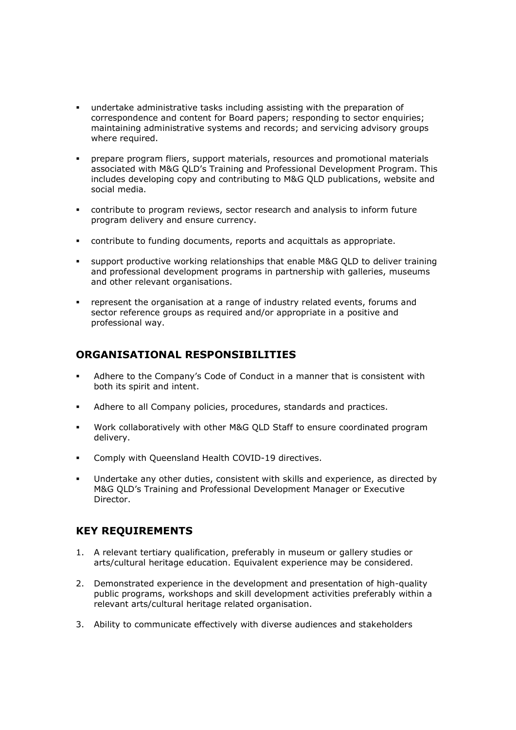- undertake administrative tasks including assisting with the preparation of correspondence and content for Board papers; responding to sector enquiries; maintaining administrative systems and records; and servicing advisory groups where required.
- prepare program fliers, support materials, resources and promotional materials associated with M&G QLD's Training and Professional Development Program. This includes developing copy and contributing to M&G QLD publications, website and social media.
- contribute to program reviews, sector research and analysis to inform future program delivery and ensure currency.
- contribute to funding documents, reports and acquittals as appropriate.
- support productive working relationships that enable M&G QLD to deliver training and professional development programs in partnership with galleries, museums and other relevant organisations.
- represent the organisation at a range of industry related events, forums and sector reference groups as required and/or appropriate in a positive and professional way.

## ORGANISATIONAL RESPONSIBILITIES

- Adhere to the Company's Code of Conduct in a manner that is consistent with both its spirit and intent.
- Adhere to all Company policies, procedures, standards and practices.
- Work collaboratively with other M&G QLD Staff to ensure coordinated program delivery.
- Comply with Queensland Health COVID-19 directives.
- Undertake any other duties, consistent with skills and experience, as directed by M&G QLD's Training and Professional Development Manager or Executive Director.

## KEY REQUIREMENTS

1. A relevant tertiary qualification, preferably in museum or gallery studies or arts/cultural heritage education. Equivalent experience may be considered.
2. Demonstrated experience in the development and presentation of high-quality public programs, workshops and skill development activities preferably within a relevant arts/cultural heritage related organisation.
3. Ability to communicate effectively with diverse audiences and stakeholders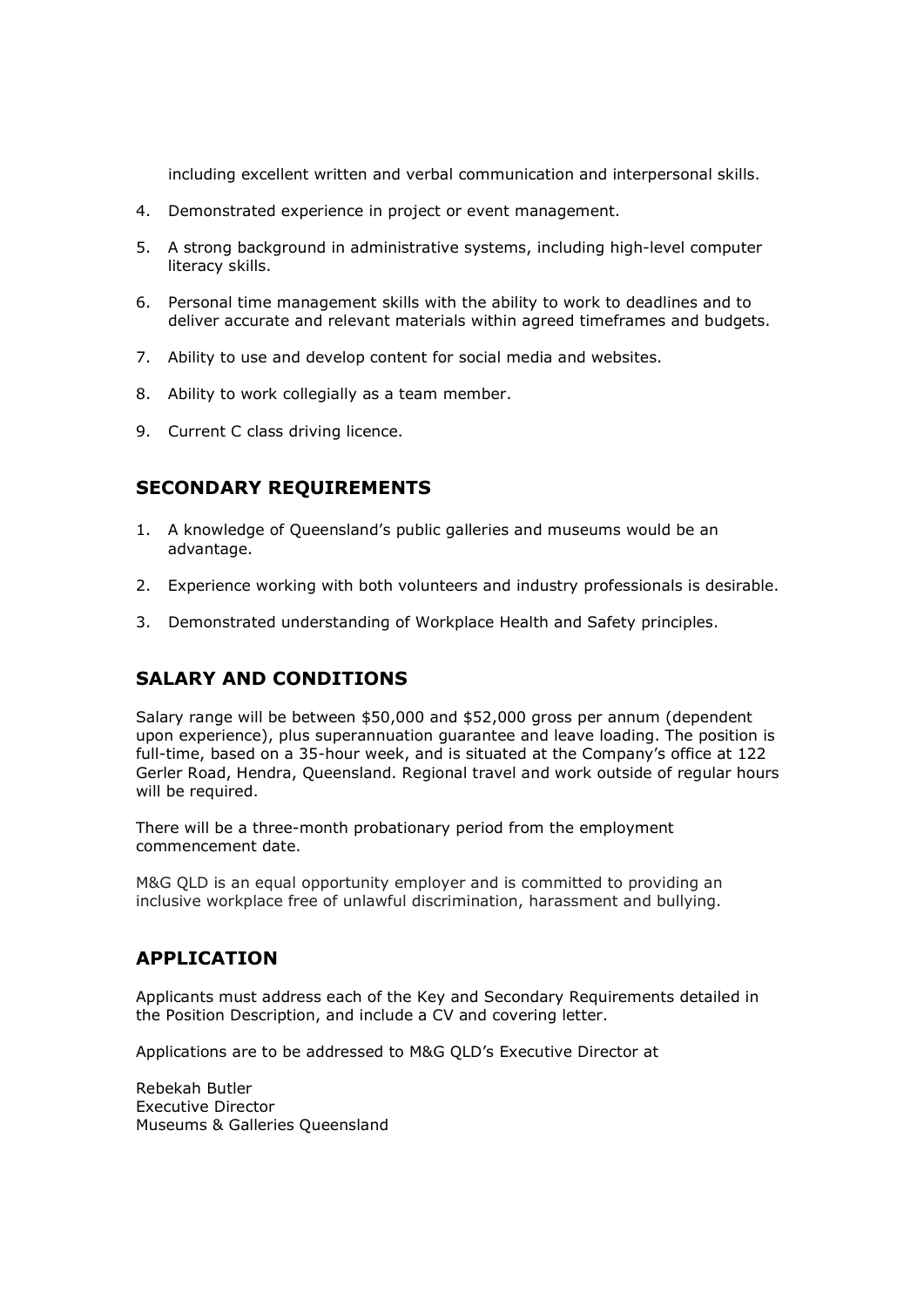including excellent written and verbal communication and interpersonal skills.

4. Demonstrated experience in project or event management.
5. A strong background in administrative systems, including high-level computer literacy skills.
6. Personal time management skills with the ability to work to deadlines and to deliver accurate and relevant materials within agreed timeframes and budgets.
7. Ability to use and develop content for social media and websites.
8. Ability to work collegially as a team member.
9. Current C class driving licence.

## SECONDARY REQUIREMENTS

1. A knowledge of Queensland's public galleries and museums would be an advantage.
2. Experience working with both volunteers and industry professionals is desirable.
3. Demonstrated understanding of Workplace Health and Safety principles.

## SALARY AND CONDITIONS

Salary range will be between $50,000 and $52,000 gross per annum (dependent upon experience), plus superannuation guarantee and leave loading. The position is full-time, based on a 35-hour week, and is situated at the Company's office at 122 Gerler Road, Hendra, Queensland. Regional travel and work outside of regular hours will be required.

There will be a three-month probationary period from the employment commencement date.

M&G QLD is an equal opportunity employer and is committed to providing an inclusive workplace free of unlawful discrimination, harassment and bullying.

## APPLICATION

Applicants must address each of the Key and Secondary Requirements detailed in the Position Description, and include a CV and covering letter.

Applications are to be addressed to M&G QLD's Executive Director at

Rebekah Butler
Executive Director
Museums & Galleries Queensland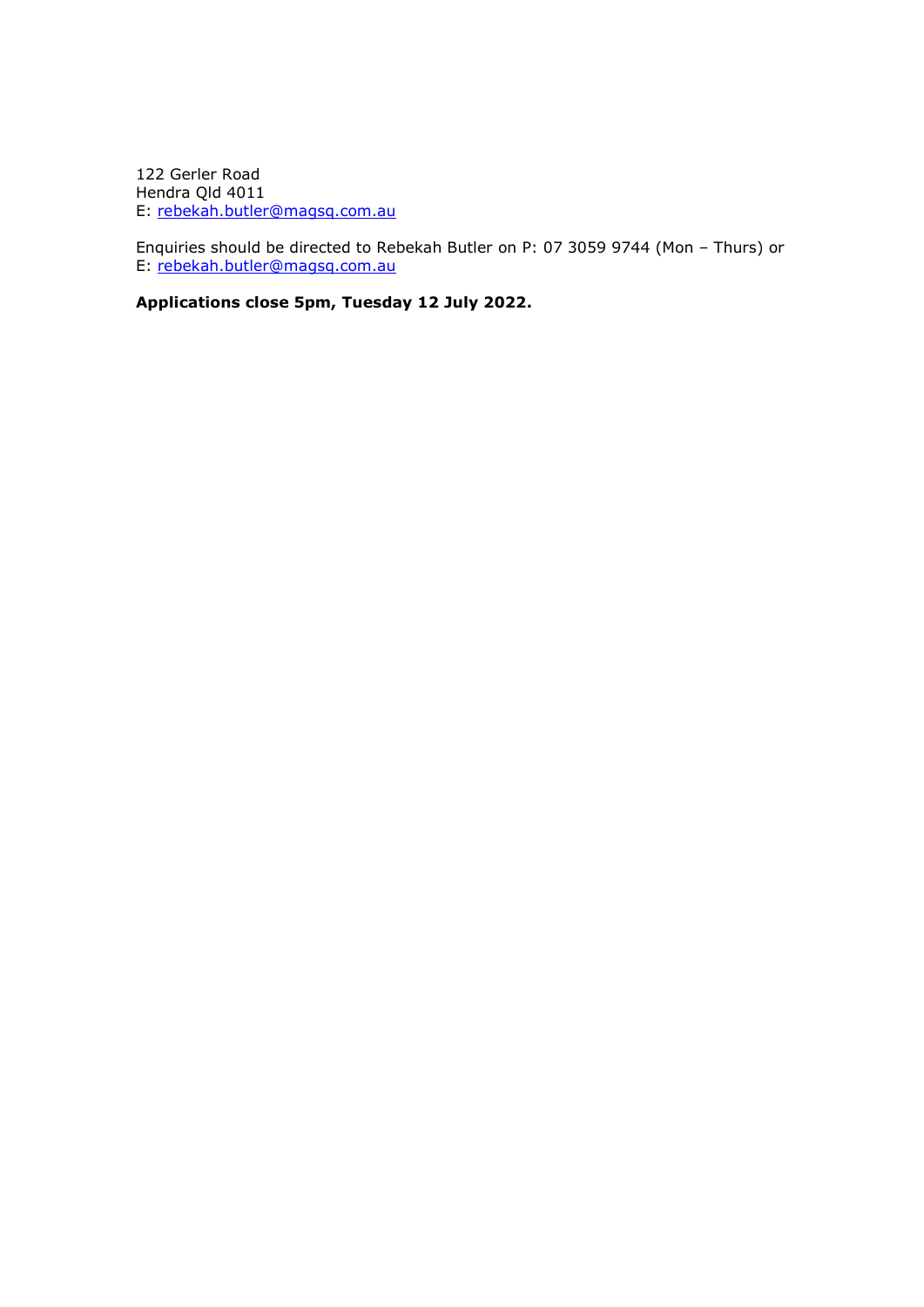122 Gerler Road
Hendra Qld 4011
E: rebekah.butler@magsq.com.au

Enquiries should be directed to Rebekah Butler on P: 07 3059 9744 (Mon – Thurs) or
E: rebekah.butler@magsq.com.au

**Applications close 5pm, Tuesday 12 July 2022.**